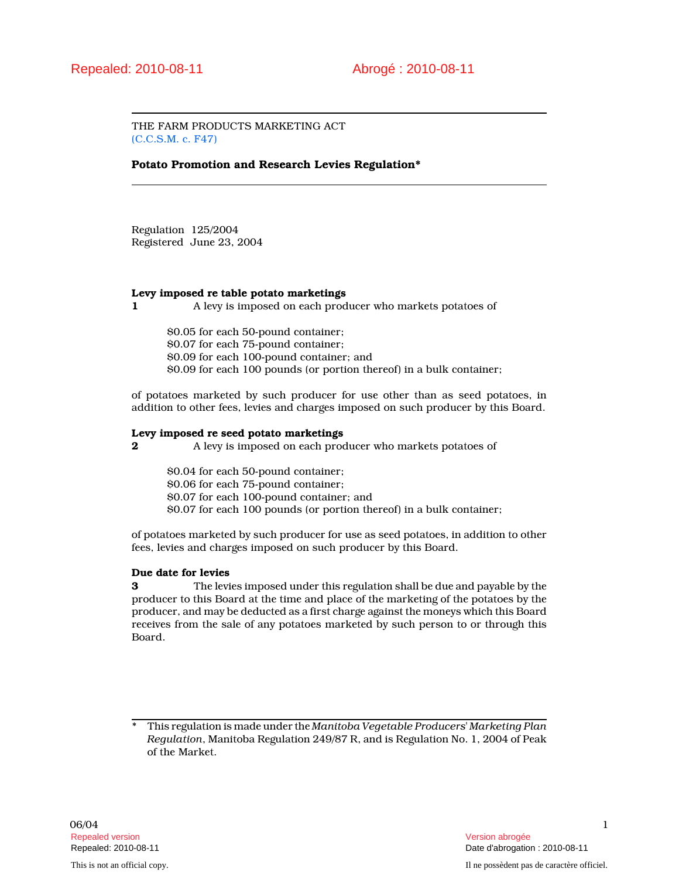Repealed: 2010-08-11 Abrogé : 2010-08-11

THE FARM PRODUCTS MARKETING ACT
(C.C.S.M. c. F47)

**Potato Promotion and Research Levies Regulation***

Regulation 125/2004
Registered June 23, 2004

**Levy imposed re table potato marketings**

**1** A levy is imposed on each producer who markets potatoes of

$0.05 for each 50-pound container;
$0.07 for each 75-pound container;
$0.09 for each 100-pound container; and
$0.09 for each 100 pounds (or portion thereof) in a bulk container;

of potatoes marketed by such producer for use other than as seed potatoes, in addition to other fees, levies and charges imposed on such producer by this Board.

**Levy imposed re seed potato marketings**

**2** A levy is imposed on each producer who markets potatoes of

$0.04 for each 50-pound container;
$0.06 for each 75-pound container;
$0.07 for each 100-pound container; and
$0.07 for each 100 pounds (or portion thereof) in a bulk container;

of potatoes marketed by such producer for use as seed potatoes, in addition to other fees, levies and charges imposed on such producer by this Board.

**Due date for levies**

**3** The levies imposed under this regulation shall be due and payable by the producer to this Board at the time and place of the marketing of the potatoes by the producer, and may be deducted as a first charge against the moneys which this Board receives from the sale of any potatoes marketed by such person to or through this Board.

---

\* This regulation is made under the *Manitoba Vegetable Producers' Marketing Plan Regulation*, Manitoba Regulation 249/87 R, and is Regulation No. 1, 2004 of Peak of the Market.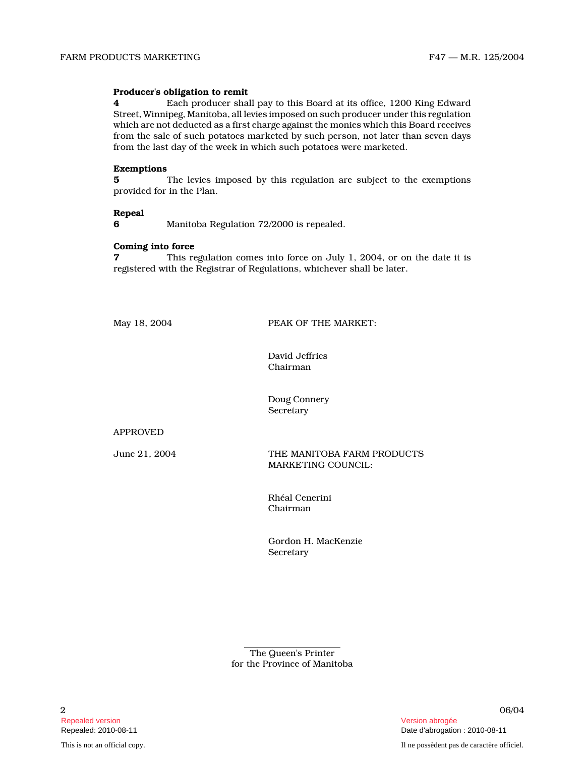**Producer's obligation to remit**

**4** Each producer shall pay to this Board at its office, 1200 King Edward Street, Winnipeg, Manitoba, all levies imposed on such producer under this regulation which are not deducted as a first charge against the monies which this Board receives from the sale of such potatoes marketed by such person, not later than seven days from the last day of the week in which such potatoes were marketed.

**Exemptions**

**5** The levies imposed by this regulation are subject to the exemptions provided for in the Plan.

**Repeal**

**6** Manitoba Regulation 72/2000 is repealed.

**Coming into force**

**7** This regulation comes into force on July 1, 2004, or on the date it is registered with the Registrar of Regulations, whichever shall be later.

May 18, 2004

PEAK OF THE MARKET:

David Jeffries
Chairman

Doug Connery
Secretary

APPROVED

June 21, 2004

THE MANITOBA FARM PRODUCTS MARKETING COUNCIL:

Rhéal Cenerini
Chairman

Gordon H. MacKenzie
Secretary

The Queen's Printer
for the Province of Manitoba

Repealed version
Repealed: 2010-08-11

Version abrogée
Date d'abrogation : 2010-08-11

This is not an official copy.

Il ne possèdent pas de caractère officiel.